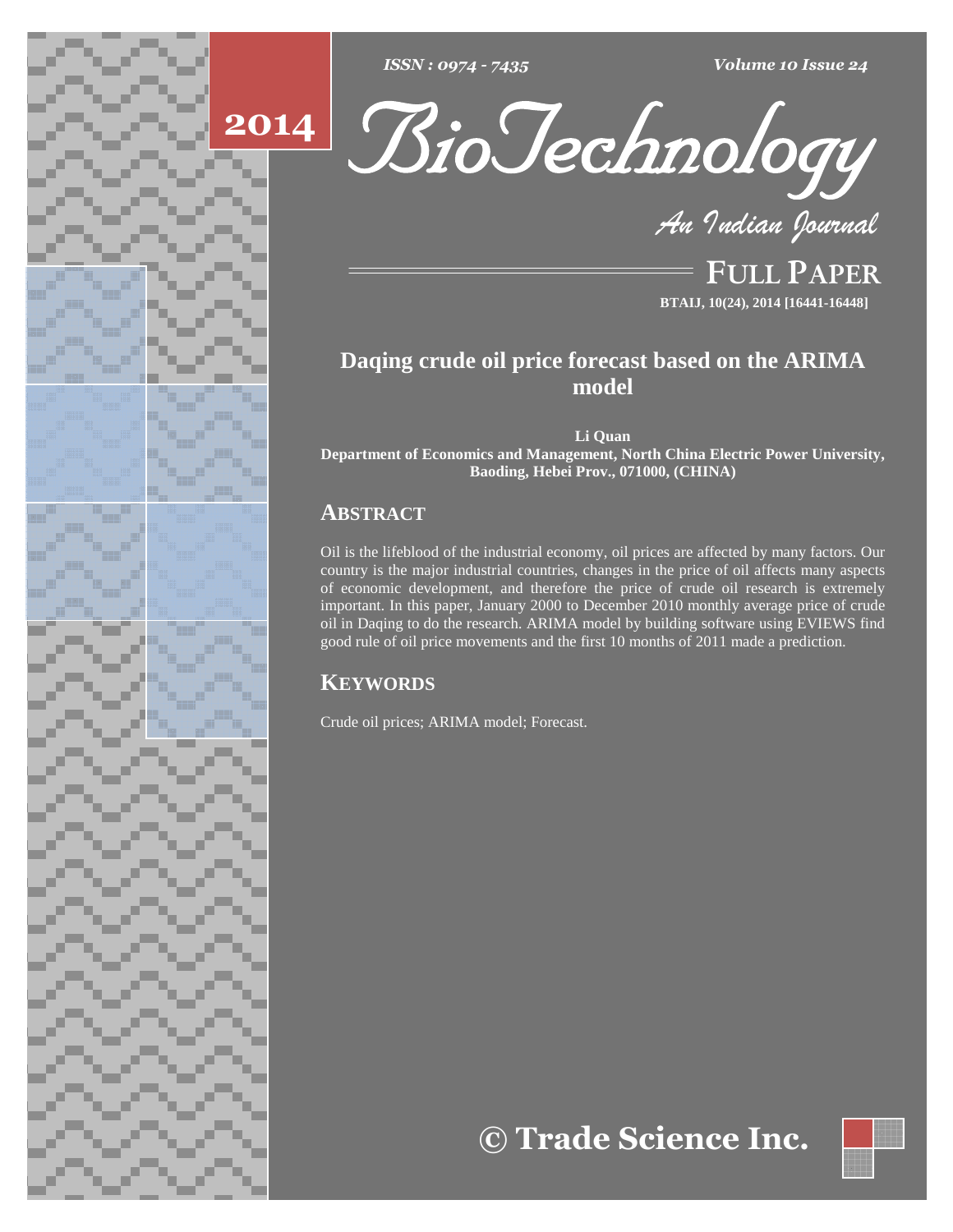# Daqing crude oil price forecast based on the ARIMA model

**Li Quan**

**Department of Economics and Management, North China Electric Power University, Baoding, Hebei Prov., 071000, (CHINA)**

## ABSTRACT

Oil is the lifeblood of the industrial economy, oil prices are affected by many factors. Our country is the major industrial countries, changes in the price of oil affects many aspects of economic development, and therefore the price of crude oil research is extremely important. In this paper, January 2000 to December 2010 monthly average price of crude oil in Daqing to do the research. ARIMA model by building software using EVIEWS find good rule of oil price movements and the first 10 months of 2011 made a prediction.

## KEYWORDS

Crude oil prices; ARIMA model; Forecast.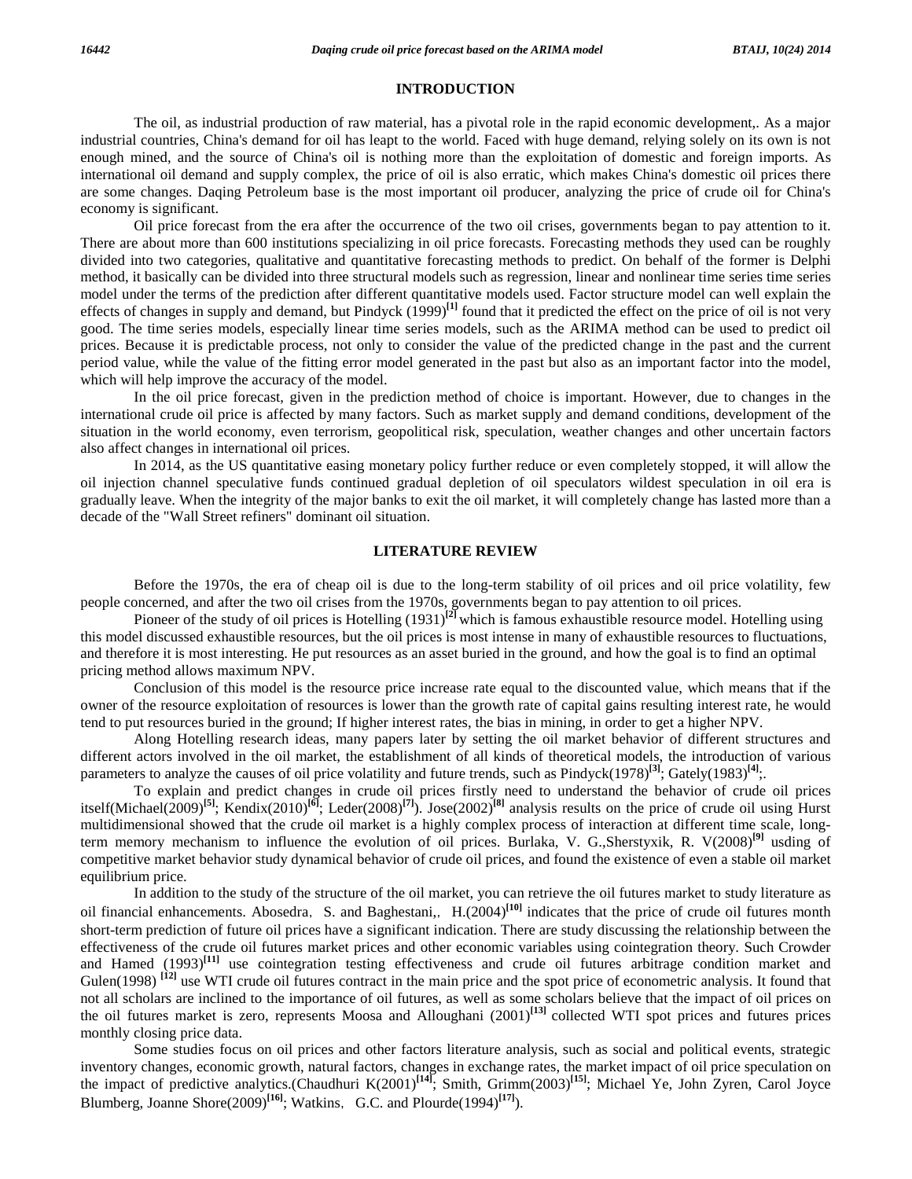## INTRODUCTION

The oil, as industrial production of raw material, has a pivotal role in the rapid economic development,. As a major industrial countries, China's demand for oil has leapt to the world. Faced with huge demand, relying solely on its own is not enough mined, and the source of China's oil is nothing more than the exploitation of domestic and foreign imports. As international oil demand and supply complex, the price of oil is also erratic, which makes China's domestic oil prices there are some changes. Daqing Petroleum base is the most important oil producer, analyzing the price of crude oil for China's economy is significant.

Oil price forecast from the era after the occurrence of the two oil crises, governments began to pay attention to it. There are about more than 600 institutions specializing in oil price forecasts. Forecasting methods they used can be roughly divided into two categories, qualitative and quantitative forecasting methods to predict. On behalf of the former is Delphi method, it basically can be divided into three structural models such as regression, linear and nonlinear time series time series model under the terms of the prediction after different quantitative models used. Factor structure model can well explain the effects of changes in supply and demand, but Pindyck (1999)[1] found that it predicted the effect on the price of oil is not very good. The time series models, especially linear time series models, such as the ARIMA method can be used to predict oil prices. Because it is predictable process, not only to consider the value of the predicted change in the past and the current period value, while the value of the fitting error model generated in the past but also as an important factor into the model, which will help improve the accuracy of the model.

In the oil price forecast, given in the prediction method of choice is important. However, due to changes in the international crude oil price is affected by many factors. Such as market supply and demand conditions, development of the situation in the world economy, even terrorism, geopolitical risk, speculation, weather changes and other uncertain factors also affect changes in international oil prices.

In 2014, as the US quantitative easing monetary policy further reduce or even completely stopped, it will allow the oil injection channel speculative funds continued gradual depletion of oil speculators wildest speculation in oil era is gradually leave. When the integrity of the major banks to exit the oil market, it will completely change has lasted more than a decade of the "Wall Street refiners" dominant oil situation.

## LITERATURE REVIEW

Before the 1970s, the era of cheap oil is due to the long-term stability of oil prices and oil price volatility, few people concerned, and after the two oil crises from the 1970s, governments began to pay attention to oil prices.

Pioneer of the study of oil prices is Hotelling (1931)[2] which is famous exhaustible resource model. Hotelling using this model discussed exhaustible resources, but the oil prices is most intense in many of exhaustible resources to fluctuations, and therefore it is most interesting. He put resources as an asset buried in the ground, and how the goal is to find an optimal pricing method allows maximum NPV.

Conclusion of this model is the resource price increase rate equal to the discounted value, which means that if the owner of the resource exploitation of resources is lower than the growth rate of capital gains resulting interest rate, he would tend to put resources buried in the ground; If higher interest rates, the bias in mining, in order to get a higher NPV.

Along Hotelling research ideas, many papers later by setting the oil market behavior of different structures and different actors involved in the oil market, the establishment of all kinds of theoretical models, the introduction of various parameters to analyze the causes of oil price volatility and future trends, such as Pindyck(1978)[3]; Gately(1983)[4];.

To explain and predict changes in crude oil prices firstly need to understand the behavior of crude oil prices itself(Michael(2009)[5]; Kendix(2010)[6]; Leder(2008)[7]). Jose(2002)[8] analysis results on the price of crude oil using Hurst multidimensional showed that the crude oil market is a highly complex process of interaction at different time scale, long-term memory mechanism to influence the evolution of oil prices. Burlaka, V. G.,Sherstyxik, R. V(2008)[9] usding of competitive market behavior study dynamical behavior of crude oil prices, and found the existence of even a stable oil market equilibrium price.

In addition to the study of the structure of the oil market, you can retrieve the oil futures market to study literature as oil financial enhancements. Abosedra，S. and Baghestani,，H.(2004)[10] indicates that the price of crude oil futures month short-term prediction of future oil prices have a significant indication. There are study discussing the relationship between the effectiveness of the crude oil futures market prices and other economic variables using cointegration theory. Such Crowder and Hamed (1993)[11] use cointegration testing effectiveness and crude oil futures arbitrage condition market and Gulen(1998) [12] use WTI crude oil futures contract in the main price and the spot price of econometric analysis. It found that not all scholars are inclined to the importance of oil futures, as well as some scholars believe that the impact of oil prices on the oil futures market is zero, represents Moosa and Alloughani (2001)[13] collected WTI spot prices and futures prices monthly closing price data.

Some studies focus on oil prices and other factors literature analysis, such as social and political events, strategic inventory changes, economic growth, natural factors, changes in exchange rates, the market impact of oil price speculation on the impact of predictive analytics.(Chaudhuri K(2001)[14]; Smith, Grimm(2003)[15]; Michael Ye, John Zyren, Carol Joyce Blumberg, Joanne Shore(2009)[16]; Watkins，G.C. and Plourde(1994)[17]).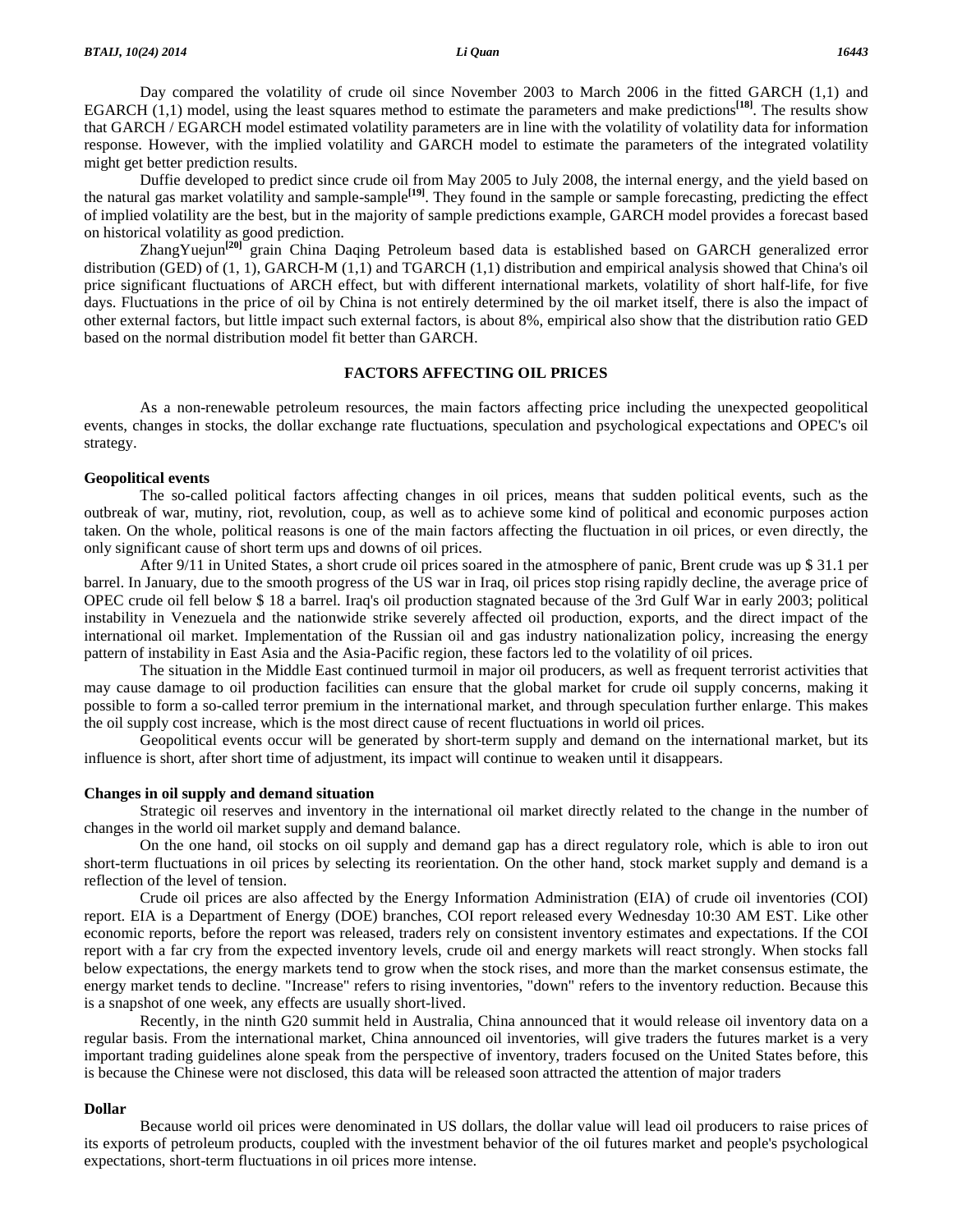Day compared the volatility of crude oil since November 2003 to March 2006 in the fitted GARCH (1,1) and EGARCH (1,1) model, using the least squares method to estimate the parameters and make predictions[18]. The results show that GARCH / EGARCH model estimated volatility parameters are in line with the volatility of volatility data for information response. However, with the implied volatility and GARCH model to estimate the parameters of the integrated volatility might get better prediction results.

Duffie developed to predict since crude oil from May 2005 to July 2008, the internal energy, and the yield based on the natural gas market volatility and sample-sample[19]. They found in the sample or sample forecasting, predicting the effect of implied volatility are the best, but in the majority of sample predictions example, GARCH model provides a forecast based on historical volatility as good prediction.

ZhangYuejun[20] grain China Daqing Petroleum based data is established based on GARCH generalized error distribution (GED) of (1, 1), GARCH-M (1,1) and TGARCH (1,1) distribution and empirical analysis showed that China's oil price significant fluctuations of ARCH effect, but with different international markets, volatility of short half-life, for five days. Fluctuations in the price of oil by China is not entirely determined by the oil market itself, there is also the impact of other external factors, but little impact such external factors, is about 8%, empirical also show that the distribution ratio GED based on the normal distribution model fit better than GARCH.

## FACTORS AFFECTING OIL PRICES

As a non-renewable petroleum resources, the main factors affecting price including the unexpected geopolitical events, changes in stocks, the dollar exchange rate fluctuations, speculation and psychological expectations and OPEC's oil strategy.

### Geopolitical events

The so-called political factors affecting changes in oil prices, means that sudden political events, such as the outbreak of war, mutiny, riot, revolution, coup, as well as to achieve some kind of political and economic purposes action taken. On the whole, political reasons is one of the main factors affecting the fluctuation in oil prices, or even directly, the only significant cause of short term ups and downs of oil prices.

After 9/11 in United States, a short crude oil prices soared in the atmosphere of panic, Brent crude was up $ 31.1 per barrel. In January, due to the smooth progress of the US war in Iraq, oil prices stop rising rapidly decline, the average price of OPEC crude oil fell below $ 18 a barrel. Iraq's oil production stagnated because of the 3rd Gulf War in early 2003; political instability in Venezuela and the nationwide strike severely affected oil production, exports, and the direct impact of the international oil market. Implementation of the Russian oil and gas industry nationalization policy, increasing the energy pattern of instability in East Asia and the Asia-Pacific region, these factors led to the volatility of oil prices.

The situation in the Middle East continued turmoil in major oil producers, as well as frequent terrorist activities that may cause damage to oil production facilities can ensure that the global market for crude oil supply concerns, making it possible to form a so-called terror premium in the international market, and through speculation further enlarge. This makes the oil supply cost increase, which is the most direct cause of recent fluctuations in world oil prices.

Geopolitical events occur will be generated by short-term supply and demand on the international market, but its influence is short, after short time of adjustment, its impact will continue to weaken until it disappears.

### Changes in oil supply and demand situation

Strategic oil reserves and inventory in the international oil market directly related to the change in the number of changes in the world oil market supply and demand balance.

On the one hand, oil stocks on oil supply and demand gap has a direct regulatory role, which is able to iron out short-term fluctuations in oil prices by selecting its reorientation. On the other hand, stock market supply and demand is a reflection of the level of tension.

Crude oil prices are also affected by the Energy Information Administration (EIA) of crude oil inventories (COI) report. EIA is a Department of Energy (DOE) branches, COI report released every Wednesday 10:30 AM EST. Like other economic reports, before the report was released, traders rely on consistent inventory estimates and expectations. If the COI report with a far cry from the expected inventory levels, crude oil and energy markets will react strongly. When stocks fall below expectations, the energy markets tend to grow when the stock rises, and more than the market consensus estimate, the energy market tends to decline. "Increase" refers to rising inventories, "down" refers to the inventory reduction. Because this is a snapshot of one week, any effects are usually short-lived.

Recently, in the ninth G20 summit held in Australia, China announced that it would release oil inventory data on a regular basis. From the international market, China announced oil inventories, will give traders the futures market is a very important trading guidelines alone speak from the perspective of inventory, traders focused on the United States before, this is because the Chinese were not disclosed, this data will be released soon attracted the attention of major traders

### Dollar

Because world oil prices were denominated in US dollars, the dollar value will lead oil producers to raise prices of its exports of petroleum products, coupled with the investment behavior of the oil futures market and people's psychological expectations, short-term fluctuations in oil prices more intense.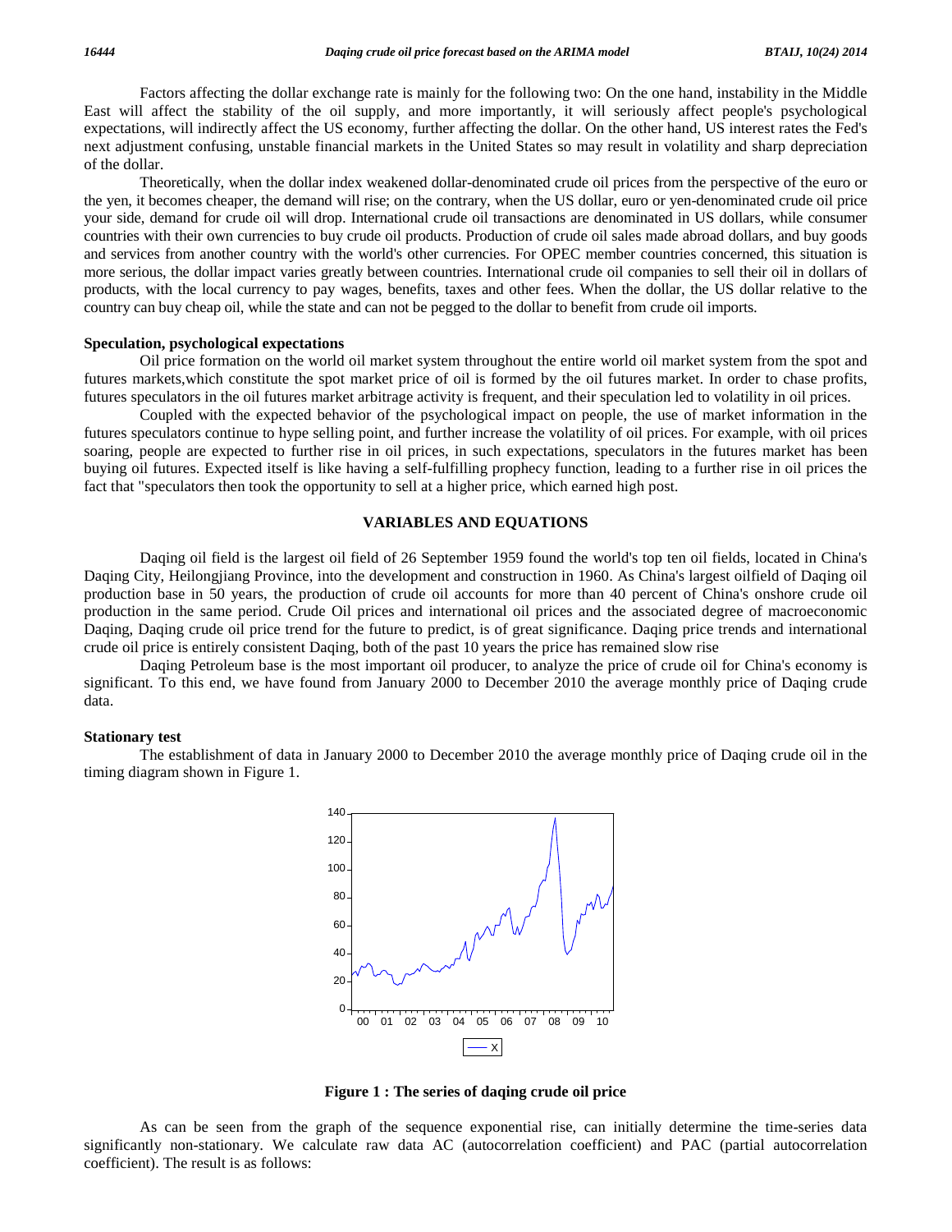Factors affecting the dollar exchange rate is mainly for the following two: On the one hand, instability in the Middle East will affect the stability of the oil supply, and more importantly, it will seriously affect people's psychological expectations, will indirectly affect the US economy, further affecting the dollar. On the other hand, US interest rates the Fed's next adjustment confusing, unstable financial markets in the United States so may result in volatility and sharp depreciation of the dollar.

Theoretically, when the dollar index weakened dollar-denominated crude oil prices from the perspective of the euro or the yen, it becomes cheaper, the demand will rise; on the contrary, when the US dollar, euro or yen-denominated crude oil price your side, demand for crude oil will drop. International crude oil transactions are denominated in US dollars, while consumer countries with their own currencies to buy crude oil products. Production of crude oil sales made abroad dollars, and buy goods and services from another country with the world's other currencies. For OPEC member countries concerned, this situation is more serious, the dollar impact varies greatly between countries. International crude oil companies to sell their oil in dollars of products, with the local currency to pay wages, benefits, taxes and other fees. When the dollar, the US dollar relative to the country can buy cheap oil, while the state and can not be pegged to the dollar to benefit from crude oil imports.

### Speculation, psychological expectations

Oil price formation on the world oil market system throughout the entire world oil market system from the spot and futures markets,which constitute the spot market price of oil is formed by the oil futures market. In order to chase profits, futures speculators in the oil futures market arbitrage activity is frequent, and their speculation led to volatility in oil prices.

Coupled with the expected behavior of the psychological impact on people, the use of market information in the futures speculators continue to hype selling point, and further increase the volatility of oil prices. For example, with oil prices soaring, people are expected to further rise in oil prices, in such expectations, speculators in the futures market has been buying oil futures. Expected itself is like having a self-fulfilling prophecy function, leading to a further rise in oil prices the fact that "speculators then took the opportunity to sell at a higher price, which earned high post.

## VARIABLES AND EQUATIONS

Daqing oil field is the largest oil field of 26 September 1959 found the world's top ten oil fields, located in China's Daqing City, Heilongjiang Province, into the development and construction in 1960. As China's largest oilfield of Daqing oil production base in 50 years, the production of crude oil accounts for more than 40 percent of China's onshore crude oil production in the same period. Crude Oil prices and international oil prices and the associated degree of macroeconomic Daqing, Daqing crude oil price trend for the future to predict, is of great significance. Daqing price trends and international crude oil price is entirely consistent Daqing, both of the past 10 years the price has remained slow rise

Daqing Petroleum base is the most important oil producer, to analyze the price of crude oil for China's economy is significant. To this end, we have found from January 2000 to December 2010 the average monthly price of Daqing crude data.

### Stationary test

The establishment of data in January 2000 to December 2010 the average monthly price of Daqing crude oil in the timing diagram shown in Figure 1.

**Figure 1 : The series of daqing crude oil price**

As can be seen from the graph of the sequence exponential rise, can initially determine the time-series data significantly non-stationary. We calculate raw data AC (autocorrelation coefficient) and PAC (partial autocorrelation coefficient). The result is as follows: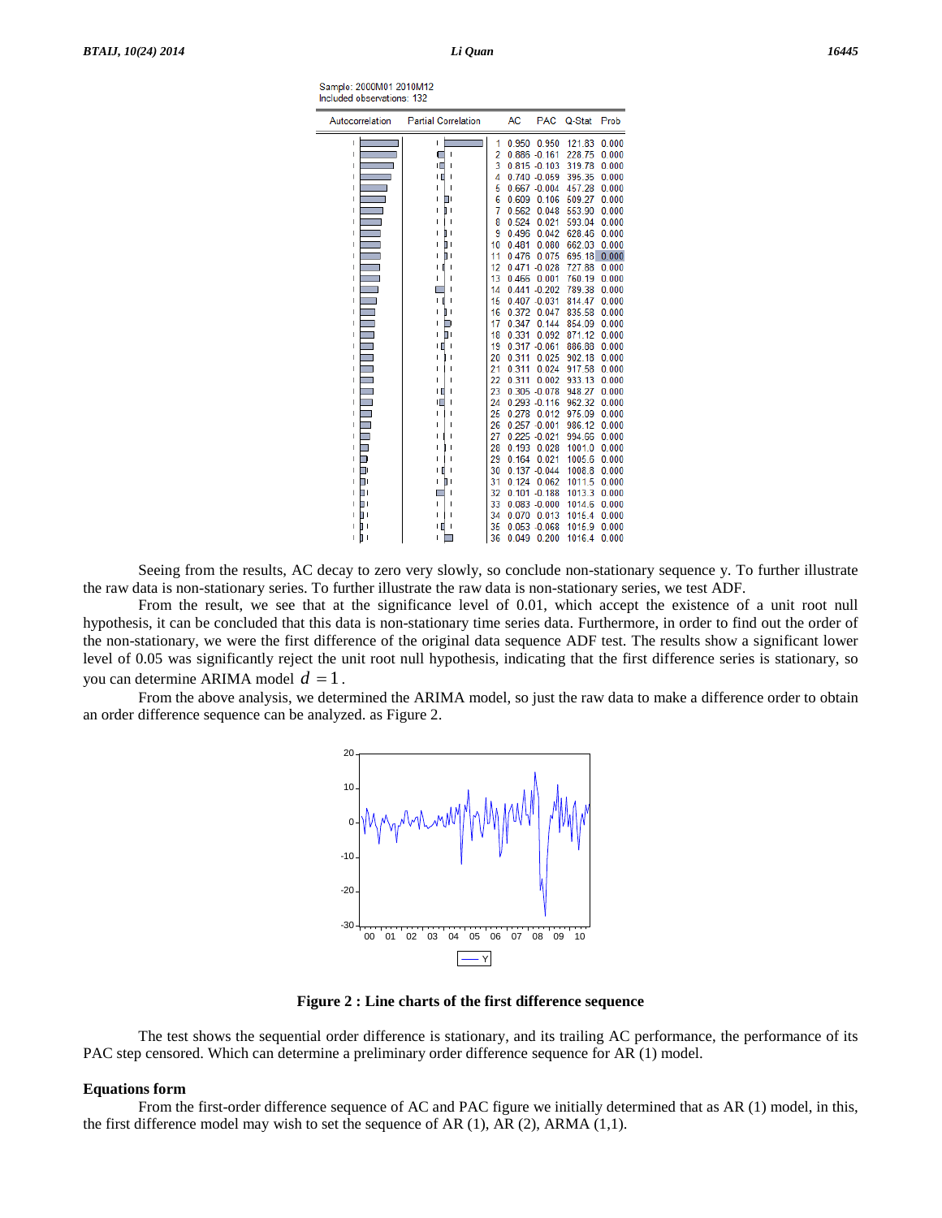Sample: 2000M01 2010M12
Included observations: 132

| | AC | PAC | Q-Stat | Prob |
|---|---|---|---|---|
| 1 | 0.950 | 0.950 | 121.83 | 0.000 |
| 2 | 0.886 | -0.161 | 228.75 | 0.000 |
| 3 | 0.815 | -0.103 | 319.78 | 0.000 |
| 4 | 0.740 | -0.059 | 395.35 | 0.000 |
| 5 | 0.667 | -0.004 | 457.28 | 0.000 |
| 6 | 0.609 | 0.106 | 509.27 | 0.000 |
| 7 | 0.562 | 0.048 | 553.90 | 0.000 |
| 8 | 0.524 | 0.021 | 593.04 | 0.000 |
| 9 | 0.496 | 0.042 | 628.46 | 0.000 |
| 10 | 0.481 | 0.080 | 662.03 | 0.000 |
| 11 | 0.476 | 0.075 | 695.18 | 0.000 |
| 12 | 0.471 | -0.028 | 727.88 | 0.000 |
| 13 | 0.466 | 0.001 | 760.19 | 0.000 |
| 14 | 0.441 | -0.202 | 789.38 | 0.000 |
| 15 | 0.407 | -0.031 | 814.47 | 0.000 |
| 16 | 0.372 | 0.047 | 835.58 | 0.000 |
| 17 | 0.347 | 0.144 | 854.09 | 0.000 |
| 18 | 0.331 | 0.092 | 871.12 | 0.000 |
| 19 | 0.317 | -0.061 | 886.88 | 0.000 |
| 20 | 0.311 | 0.025 | 902.18 | 0.000 |
| 21 | 0.311 | 0.024 | 917.58 | 0.000 |
| 22 | 0.311 | 0.002 | 933.13 | 0.000 |
| 23 | 0.305 | -0.078 | 948.27 | 0.000 |
| 24 | 0.293 | -0.116 | 962.32 | 0.000 |
| 25 | 0.278 | 0.012 | 975.09 | 0.000 |
| 26 | 0.257 | -0.001 | 986.12 | 0.000 |
| 27 | 0.225 | -0.021 | 994.66 | 0.000 |
| 28 | 0.193 | 0.028 | 1001.0 | 0.000 |
| 29 | 0.164 | 0.021 | 1005.6 | 0.000 |
| 30 | 0.137 | -0.044 | 1008.8 | 0.000 |
| 31 | 0.124 | 0.062 | 1011.5 | 0.000 |
| 32 | 0.101 | -0.188 | 1013.3 | 0.000 |
| 33 | 0.083 | -0.000 | 1014.6 | 0.000 |
| 34 | 0.070 | 0.013 | 1015.4 | 0.000 |
| 35 | 0.053 | -0.068 | 1015.9 | 0.000 |
| 36 | 0.049 | 0.200 | 1016.4 | 0.000 |

Seeing from the results, AC decay to zero very slowly, so conclude non-stationary sequence y. To further illustrate the raw data is non-stationary series. To further illustrate the raw data is non-stationary series, we test ADF.

From the result, we see that at the significance level of 0.01, which accept the existence of a unit root null hypothesis, it can be concluded that this data is non-stationary time series data. Furthermore, in order to find out the order of the non-stationary, we were the first difference of the original data sequence ADF test. The results show a significant lower level of 0.05 was significantly reject the unit root null hypothesis, indicating that the first difference series is stationary, so you can determine ARIMA model $d = 1$.

From the above analysis, we determined the ARIMA model, so just the raw data to make a difference order to obtain an order difference sequence can be analyzed. as Figure 2.

**Figure 2 : Line charts of the first difference sequence**

The test shows the sequential order difference is stationary, and its trailing AC performance, the performance of its PAC step censored. Which can determine a preliminary order difference sequence for AR (1) model.

**Equations form**

From the first-order difference sequence of AC and PAC figure we initially determined that as AR (1) model, in this, the first difference model may wish to set the sequence of AR (1), AR (2), ARMA (1,1).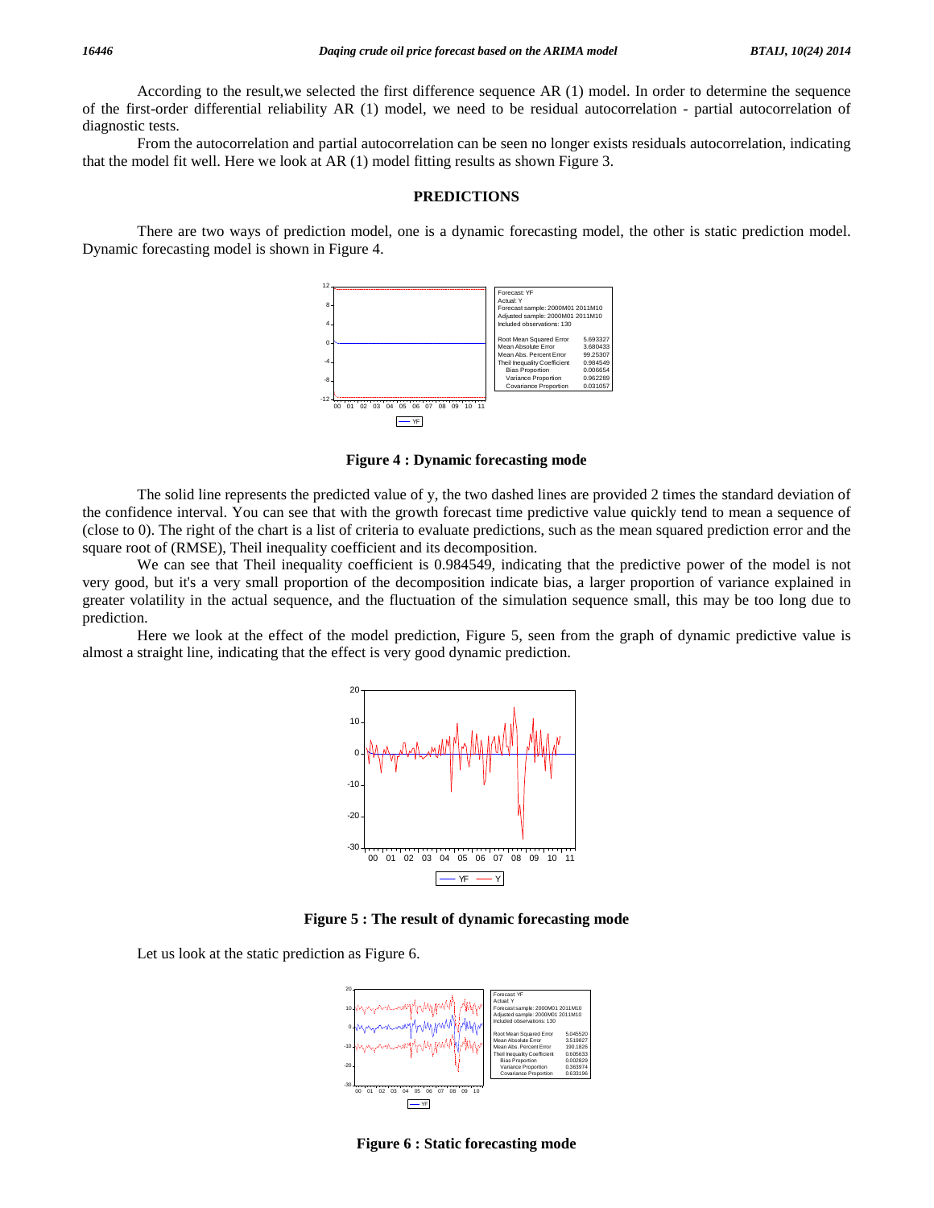According to the result,we selected the first difference sequence AR (1) model. In order to determine the sequence of the first-order differential reliability AR (1) model, we need to be residual autocorrelation - partial autocorrelation of diagnostic tests.

From the autocorrelation and partial autocorrelation can be seen no longer exists residuals autocorrelation, indicating that the model fit well. Here we look at AR (1) model fitting results as shown Figure 3.

## PREDICTIONS

There are two ways of prediction model, one is a dynamic forecasting model, the other is static prediction model. Dynamic forecasting model is shown in Figure 4.

| Forecast: YF | |
|---|---|
| Actual: Y | |
| Forecast sample: 2000M01 2011M10 | |
| Adjusted sample: 2000M01 2011M10 | |
| Included observations: 130 | |
| Root Mean Squared Error | 5.693327 |
| Mean Absolute Error | 3.680433 |
| Mean Abs. Percent Error | 99.25307 |
| Theil Inequality Coefficient | 0.984549 |
| Bias Proportion | 0.006654 |
| Variance Proportion | 0.962289 |
| Covariance Proportion | 0.031057 |

**Figure 4 : Dynamic forecasting mode**

The solid line represents the predicted value of y, the two dashed lines are provided 2 times the standard deviation of the confidence interval. You can see that with the growth forecast time predictive value quickly tend to mean a sequence of (close to 0). The right of the chart is a list of criteria to evaluate predictions, such as the mean squared prediction error and the square root of (RMSE), Theil inequality coefficient and its decomposition.

We can see that Theil inequality coefficient is 0.984549, indicating that the predictive power of the model is not very good, but it's a very small proportion of the decomposition indicate bias, a larger proportion of variance explained in greater volatility in the actual sequence, and the fluctuation of the simulation sequence small, this may be too long due to prediction.

Here we look at the effect of the model prediction, Figure 5, seen from the graph of dynamic predictive value is almost a straight line, indicating that the effect is very good dynamic prediction.

**Figure 5 : The result of dynamic forecasting mode**

Let us look at the static prediction as Figure 6.

| Forecast: YF | |
|---|---|
| Actual: Y | |
| Forecast sample: 2000M01 2011M10 | |
| Adjusted sample: 2000M01 2011M10 | |
| Included observations: 130 | |
| Root Mean Squared Error | 5.045520 |
| Mean Absolute Error | 3.519827 |
| Mean Abs. Percent Error | 190.1826 |
| Theil Inequality Coefficient | 0.605633 |
| Bias Proportion | 0.002829 |
| Variance Proportion | 0.363974 |
| Covariance Proportion | 0.633196 |

**Figure 6 : Static forecasting mode**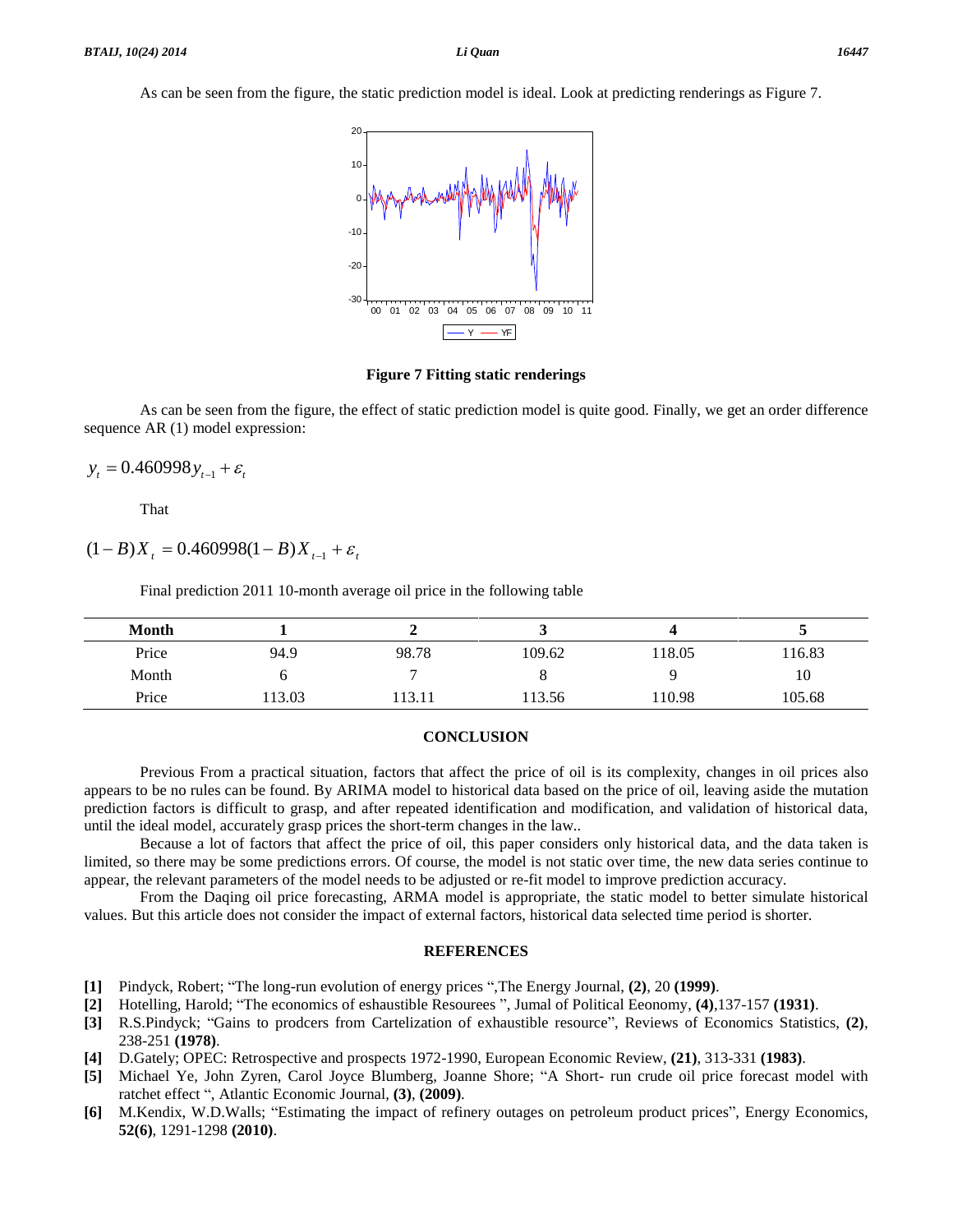As can be seen from the figure, the static prediction model is ideal. Look at predicting renderings as Figure 7.

**Figure 7 Fitting static renderings**

As can be seen from the figure, the effect of static prediction model is quite good. Finally, we get an order difference sequence AR (1) model expression:

$$y_t = 0.460998 y_{t-1} + \varepsilon_t$$

That

$$(1-B)X_t = 0.460998(1-B)X_{t-1} + \varepsilon_t$$

Final prediction 2011 10-month average oil price in the following table

| **Month** | **1** | **2** | **3** | **4** | **5** |
|---|---|---|---|---|---|
| Price | 94.9 | 98.78 | 109.62 | 118.05 | 116.83 |
| Month | 6 | 7 | 8 | 9 | 10 |
| Price | 113.03 | 113.11 | 113.56 | 110.98 | 105.68 |

## CONCLUSION

Previous From a practical situation, factors that affect the price of oil is its complexity, changes in oil prices also appears to be no rules can be found. By ARIMA model to historical data based on the price of oil, leaving aside the mutation prediction factors is difficult to grasp, and after repeated identification and modification, and validation of historical data, until the ideal model, accurately grasp prices the short-term changes in the law..

Because a lot of factors that affect the price of oil, this paper considers only historical data, and the data taken is limited, so there may be some predictions errors. Of course, the model is not static over time, the new data series continue to appear, the relevant parameters of the model needs to be adjusted or re-fit model to improve prediction accuracy.

From the Daqing oil price forecasting, ARMA model is appropriate, the static model to better simulate historical values. But this article does not consider the impact of external factors, historical data selected time period is shorter.

## REFERENCES

**[1]** Pindyck, Robert; "The long-run evolution of energy prices ",The Energy Journal, **(2)**, 20 **(1999)**.

**[2]** Hotelling, Harold; "The economics of eshaustible Resourees ", Jumal of Political Eeonomy, **(4)**,137-157 **(1931)**.

**[3]** R.S.Pindyck; "Gains to prodcers from Cartelization of exhaustible resource", Reviews of Economics Statistics, **(2)**, 238-251 **(1978)**.

**[4]** D.Gately; OPEC: Retrospective and prospects 1972-1990, European Economic Review, **(21)**, 313-331 **(1983)**.

**[5]** Michael Ye, John Zyren, Carol Joyce Blumberg, Joanne Shore; "A Short- run crude oil price forecast model with ratchet effect ", Atlantic Economic Journal, **(3)**, **(2009)**.

**[6]** M.Kendix, W.D.Walls; "Estimating the impact of refinery outages on petroleum product prices", Energy Economics, **52(6)**, 1291-1298 **(2010)**.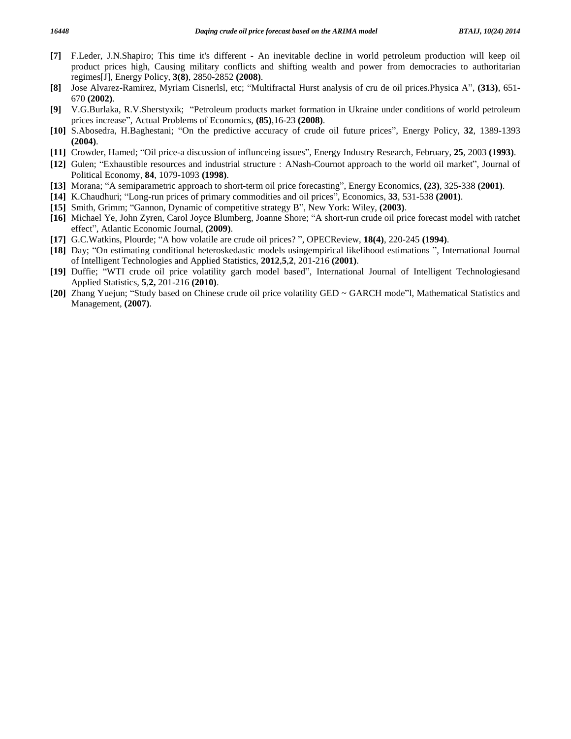**[7]** F.Leder, J.N.Shapiro; This time it's different - An inevitable decline in world petroleum production will keep oil product prices high, Causing military conflicts and shifting wealth and power from democracies to authoritarian regimes[J], Energy Policy, **3(8)**, 2850-2852 **(2008)**.

**[8]** Jose Alvarez-Ramirez, Myriam Cisnerlsl, etc; "Multifractal Hurst analysis of cru de oil prices.Physica A", **(313)**, 651-670 **(2002)**.

**[9]** V.G.Burlaka, R.V.Sherstyxik; "Petroleum products market formation in Ukraine under conditions of world petroleum prices increase", Actual Problems of Economics, **(85)**,16-23 **(2008)**.

**[10]** S.Abosedra, H.Baghestani; "On the predictive accuracy of crude oil future prices", Energy Policy, **32**, 1389-1393 **(2004)**.

**[11]** Crowder, Hamed; "Oil price-a discussion of influnceing issues", Energy Industry Research, February, **25**, 2003 **(1993)**.

**[12]** Gulen; "Exhaustible resources and industrial structure：ANash-Cournot approach to the world oil market", Journal of Political Economy, **84**, 1079-1093 **(1998)**.

**[13]** Morana; "A semiparametric approach to short-term oil price forecasting", Energy Economics, **(23)**, 325-338 **(2001)**.

**[14]** K.Chaudhuri; "Long-run prices of primary commodities and oil prices", Economics, **33**, 531-538 **(2001)**.

**[15]** Smith, Grimm; "Gannon, Dynamic of competitive strategy B", New York: Wiley, **(2003)**.

**[16]** Michael Ye, John Zyren, Carol Joyce Blumberg, Joanne Shore; "A short-run crude oil price forecast model with ratchet effect", Atlantic Economic Journal, **(2009)**.

**[17]** G.C.Watkins, Plourde; "A how volatile are crude oil prices? ", OPECReview, **18(4)**, 220-245 **(1994)**.

**[18]** Day; "On estimating conditional heteroskedastic models usingempirical likelihood estimations ", International Journal of Intelligent Technologies and Applied Statistics, **2012**,**5**,**2**, 201-216 **(2001)**.

**[19]** Duffie; "WTI crude oil price volatility garch model based", International Journal of Intelligent Technologiesand Applied Statistics, **5**,**2,** 201-216 **(2010)**.

**[20]** Zhang Yuejun; "Study based on Chinese crude oil price volatility GED ~ GARCH mode"l, Mathematical Statistics and Management, **(2007)**.